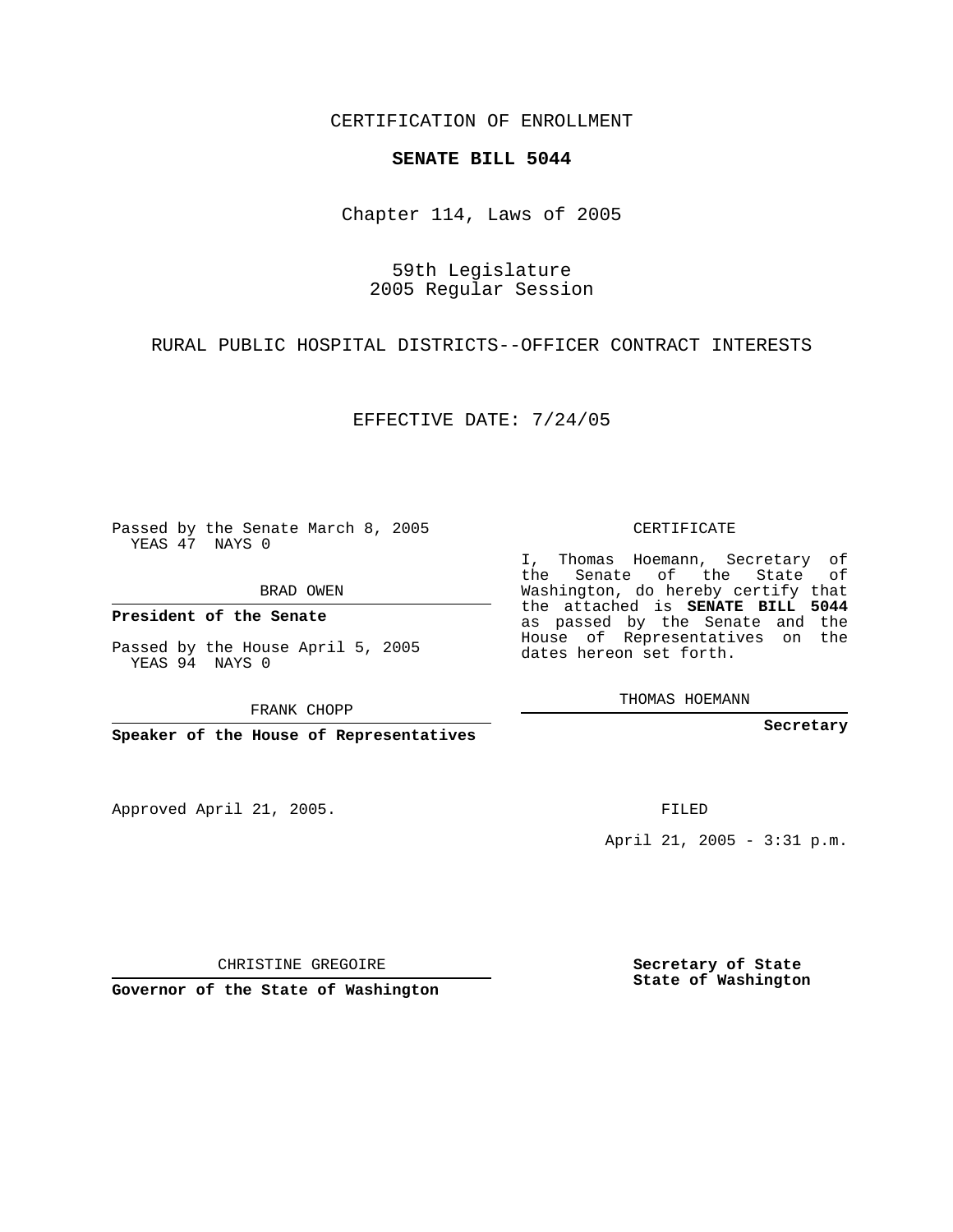CERTIFICATION OF ENROLLMENT

**SENATE BILL 5044**

Chapter 114, Laws of 2005

59th Legislature
2005 Regular Session

RURAL PUBLIC HOSPITAL DISTRICTS--OFFICER CONTRACT INTERESTS

EFFECTIVE DATE: 7/24/05

Passed by the Senate March 8, 2005
YEAS 47 NAYS 0

BRAD OWEN

**President of the Senate**

Passed by the House April 5, 2005
YEAS 94 NAYS 0

FRANK CHOPP

**Speaker of the House of Representatives**

CERTIFICATE

I, Thomas Hoemann, Secretary of the Senate of the State of Washington, do hereby certify that the attached is **SENATE BILL 5044** as passed by the Senate and the House of Representatives on the dates hereon set forth.

THOMAS HOEMANN

**Secretary**

Approved April 21, 2005.

FILED

April 21, 2005 - 3:31 p.m.

CHRISTINE GREGOIRE

**Governor of the State of Washington**

**Secretary of State**
**State of Washington**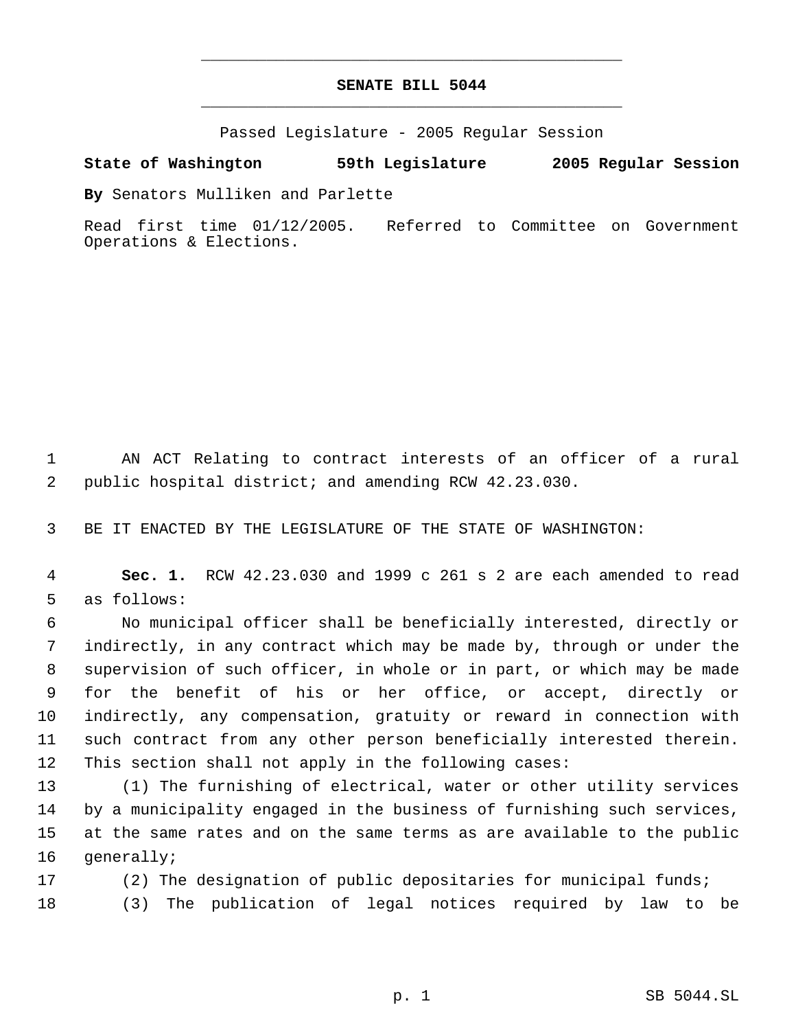# SENATE BILL 5044

Passed Legislature - 2005 Regular Session

**State of Washington 59th Legislature 2005 Regular Session**

**By** Senators Mulliken and Parlette

Read first time 01/12/2005. Referred to Committee on Government Operations & Elections.

AN ACT Relating to contract interests of an officer of a rural public hospital district; and amending RCW 42.23.030.

BE IT ENACTED BY THE LEGISLATURE OF THE STATE OF WASHINGTON:

**Sec. 1.** RCW 42.23.030 and 1999 c 261 s 2 are each amended to read as follows:

No municipal officer shall be beneficially interested, directly or indirectly, in any contract which may be made by, through or under the supervision of such officer, in whole or in part, or which may be made for the benefit of his or her office, or accept, directly or indirectly, any compensation, gratuity or reward in connection with such contract from any other person beneficially interested therein. This section shall not apply in the following cases:

(1) The furnishing of electrical, water or other utility services by a municipality engaged in the business of furnishing such services, at the same rates and on the same terms as are available to the public generally;

(2) The designation of public depositaries for municipal funds;

(3) The publication of legal notices required by law to be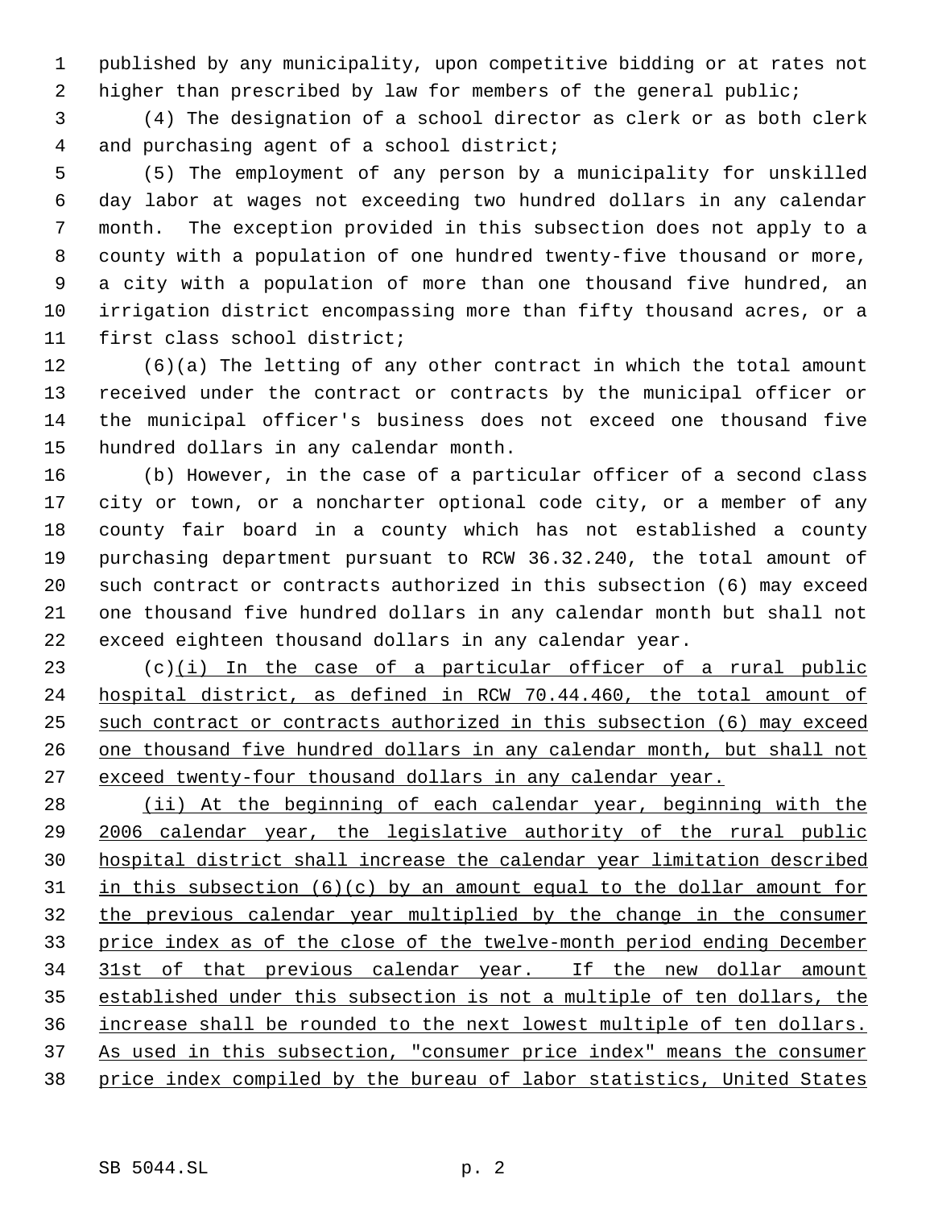published by any municipality, upon competitive bidding or at rates not higher than prescribed by law for members of the general public;

(4) The designation of a school director as clerk or as both clerk and purchasing agent of a school district;

(5) The employment of any person by a municipality for unskilled day labor at wages not exceeding two hundred dollars in any calendar month. The exception provided in this subsection does not apply to a county with a population of one hundred twenty-five thousand or more, a city with a population of more than one thousand five hundred, an irrigation district encompassing more than fifty thousand acres, or a first class school district;

(6)(a) The letting of any other contract in which the total amount received under the contract or contracts by the municipal officer or the municipal officer's business does not exceed one thousand five hundred dollars in any calendar month.

(b) However, in the case of a particular officer of a second class city or town, or a noncharter optional code city, or a member of any county fair board in a county which has not established a county purchasing department pursuant to RCW 36.32.240, the total amount of such contract or contracts authorized in this subsection (6) may exceed one thousand five hundred dollars in any calendar month but shall not exceed eighteen thousand dollars in any calendar year.

(c)(i) In the case of a particular officer of a rural public hospital district, as defined in RCW 70.44.460, the total amount of such contract or contracts authorized in this subsection (6) may exceed one thousand five hundred dollars in any calendar month, but shall not exceed twenty-four thousand dollars in any calendar year.

(ii) At the beginning of each calendar year, beginning with the 2006 calendar year, the legislative authority of the rural public hospital district shall increase the calendar year limitation described in this subsection (6)(c) by an amount equal to the dollar amount for the previous calendar year multiplied by the change in the consumer price index as of the close of the twelve-month period ending December 31st of that previous calendar year. If the new dollar amount established under this subsection is not a multiple of ten dollars, the increase shall be rounded to the next lowest multiple of ten dollars. As used in this subsection, "consumer price index" means the consumer price index compiled by the bureau of labor statistics, United States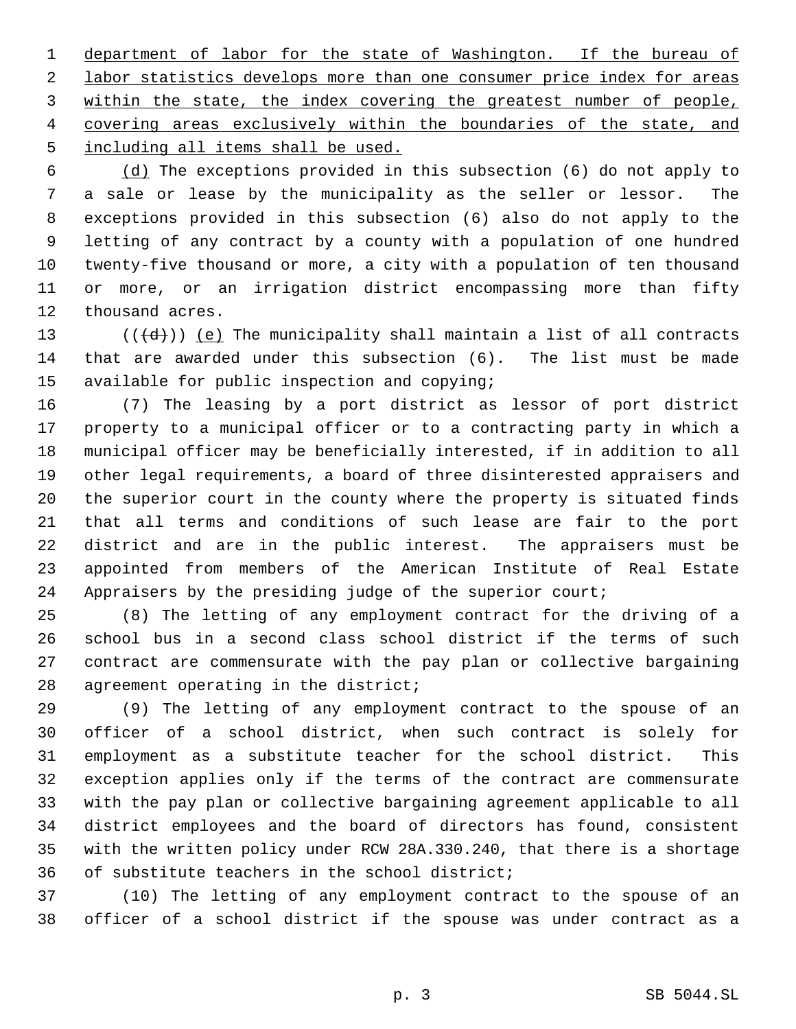department of labor for the state of Washington. If the bureau of labor statistics develops more than one consumer price index for areas within the state, the index covering the greatest number of people, covering areas exclusively within the boundaries of the state, and including all items shall be used.

(d) The exceptions provided in this subsection (6) do not apply to a sale or lease by the municipality as the seller or lessor. The exceptions provided in this subsection (6) also do not apply to the letting of any contract by a county with a population of one hundred twenty-five thousand or more, a city with a population of ten thousand or more, or an irrigation district encompassing more than fifty thousand acres.

((~~(d)~~)) (e) The municipality shall maintain a list of all contracts that are awarded under this subsection (6). The list must be made available for public inspection and copying;

(7) The leasing by a port district as lessor of port district property to a municipal officer or to a contracting party in which a municipal officer may be beneficially interested, if in addition to all other legal requirements, a board of three disinterested appraisers and the superior court in the county where the property is situated finds that all terms and conditions of such lease are fair to the port district and are in the public interest. The appraisers must be appointed from members of the American Institute of Real Estate Appraisers by the presiding judge of the superior court;

(8) The letting of any employment contract for the driving of a school bus in a second class school district if the terms of such contract are commensurate with the pay plan or collective bargaining agreement operating in the district;

(9) The letting of any employment contract to the spouse of an officer of a school district, when such contract is solely for employment as a substitute teacher for the school district. This exception applies only if the terms of the contract are commensurate with the pay plan or collective bargaining agreement applicable to all district employees and the board of directors has found, consistent with the written policy under RCW 28A.330.240, that there is a shortage of substitute teachers in the school district;

(10) The letting of any employment contract to the spouse of an officer of a school district if the spouse was under contract as a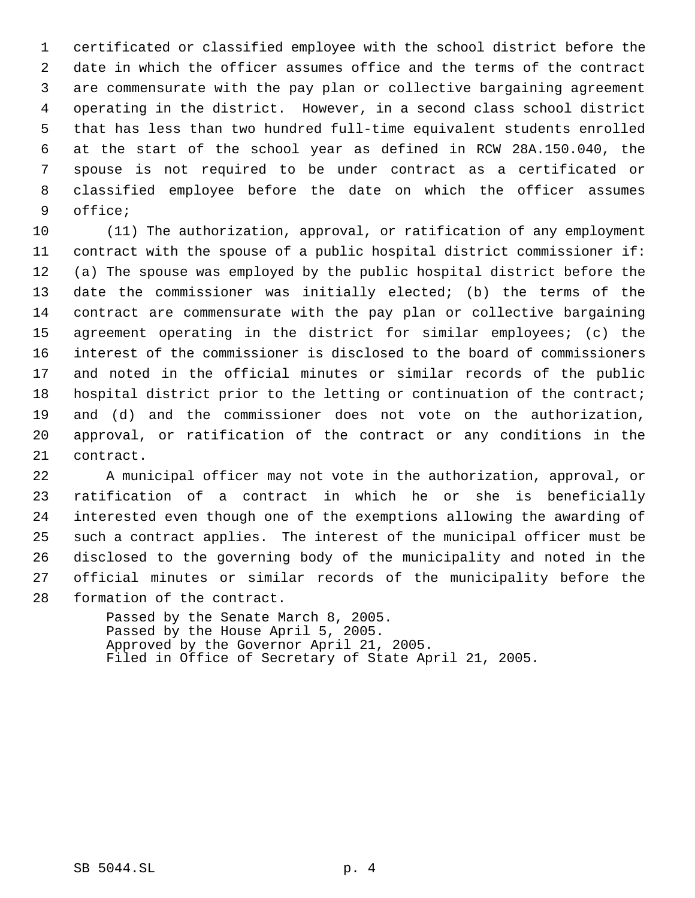certificated or classified employee with the school district before the date in which the officer assumes office and the terms of the contract are commensurate with the pay plan or collective bargaining agreement operating in the district. However, in a second class school district that has less than two hundred full-time equivalent students enrolled at the start of the school year as defined in RCW 28A.150.040, the spouse is not required to be under contract as a certificated or classified employee before the date on which the officer assumes office;

(11) The authorization, approval, or ratification of any employment contract with the spouse of a public hospital district commissioner if: (a) The spouse was employed by the public hospital district before the date the commissioner was initially elected; (b) the terms of the contract are commensurate with the pay plan or collective bargaining agreement operating in the district for similar employees; (c) the interest of the commissioner is disclosed to the board of commissioners and noted in the official minutes or similar records of the public hospital district prior to the letting or continuation of the contract; and (d) and the commissioner does not vote on the authorization, approval, or ratification of the contract or any conditions in the contract.

A municipal officer may not vote in the authorization, approval, or ratification of a contract in which he or she is beneficially interested even though one of the exemptions allowing the awarding of such a contract applies. The interest of the municipal officer must be disclosed to the governing body of the municipality and noted in the official minutes or similar records of the municipality before the formation of the contract.

Passed by the Senate March 8, 2005.
Passed by the House April 5, 2005.
Approved by the Governor April 21, 2005.
Filed in Office of Secretary of State April 21, 2005.